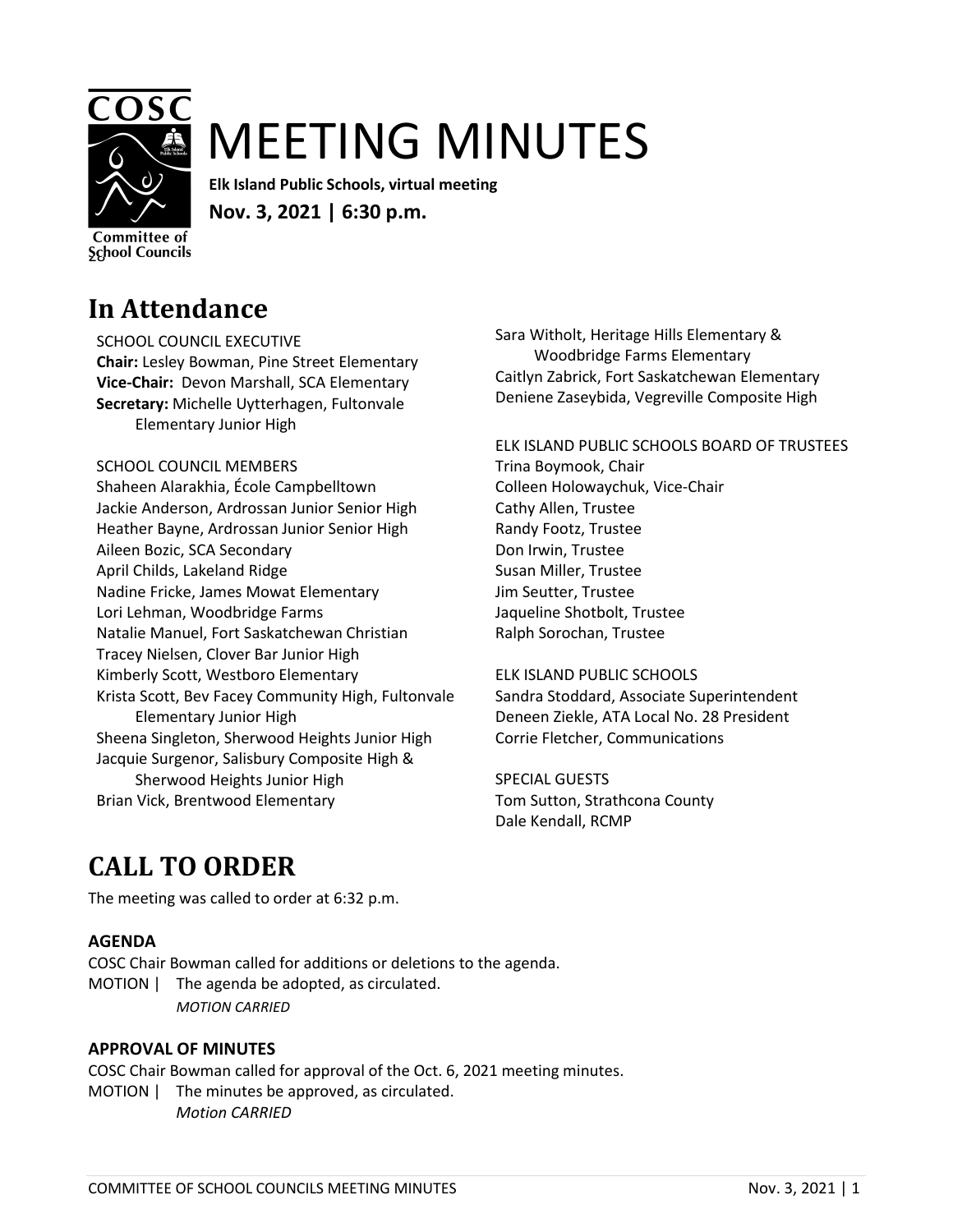# MEETING MINUTES

**Elk Island Public Schools, virtual meeting**

**Nov. 3, 2021 | 6:30 p.m.**

## In Attendance

SCHOOL COUNCIL EXECUTIVE
**Chair:** Lesley Bowman, Pine Street Elementary
**Vice-Chair:** Devon Marshall, SCA Elementary
**Secretary:** Michelle Uytterhagen, Fultonvale Elementary Junior High

SCHOOL COUNCIL MEMBERS
Shaheen Alarakhia, École Campbelltown
Jackie Anderson, Ardrossan Junior Senior High
Heather Bayne, Ardrossan Junior Senior High
Aileen Bozic, SCA Secondary
April Childs, Lakeland Ridge
Nadine Fricke, James Mowat Elementary
Lori Lehman, Woodbridge Farms
Natalie Manuel, Fort Saskatchewan Christian
Tracey Nielsen, Clover Bar Junior High
Kimberly Scott, Westboro Elementary
Krista Scott, Bev Facey Community High, Fultonvale Elementary Junior High
Sheena Singleton, Sherwood Heights Junior High
Jacquie Surgenor, Salisbury Composite High & Sherwood Heights Junior High
Brian Vick, Brentwood Elementary
Sara Witholt, Heritage Hills Elementary & Woodbridge Farms Elementary
Caitlyn Zabrick, Fort Saskatchewan Elementary
Deniene Zaseybida, Vegreville Composite High

ELK ISLAND PUBLIC SCHOOLS BOARD OF TRUSTEES
Trina Boymook, Chair
Colleen Holowaychuk, Vice-Chair
Cathy Allen, Trustee
Randy Footz, Trustee
Don Irwin, Trustee
Susan Miller, Trustee
Jim Seutter, Trustee
Jaqueline Shotbolt, Trustee
Ralph Sorochan, Trustee

ELK ISLAND PUBLIC SCHOOLS
Sandra Stoddard, Associate Superintendent
Deneen Ziekle, ATA Local No. 28 President
Corrie Fletcher, Communications

SPECIAL GUESTS
Tom Sutton, Strathcona County
Dale Kendall, RCMP

## CALL TO ORDER

The meeting was called to order at 6:32 p.m.

### AGENDA

COSC Chair Bowman called for additions or deletions to the agenda.

MOTION | The agenda be adopted, as circulated.
*MOTION CARRIED*

### APPROVAL OF MINUTES

COSC Chair Bowman called for approval of the Oct. 6, 2021 meeting minutes.

MOTION | The minutes be approved, as circulated.
*Motion CARRIED*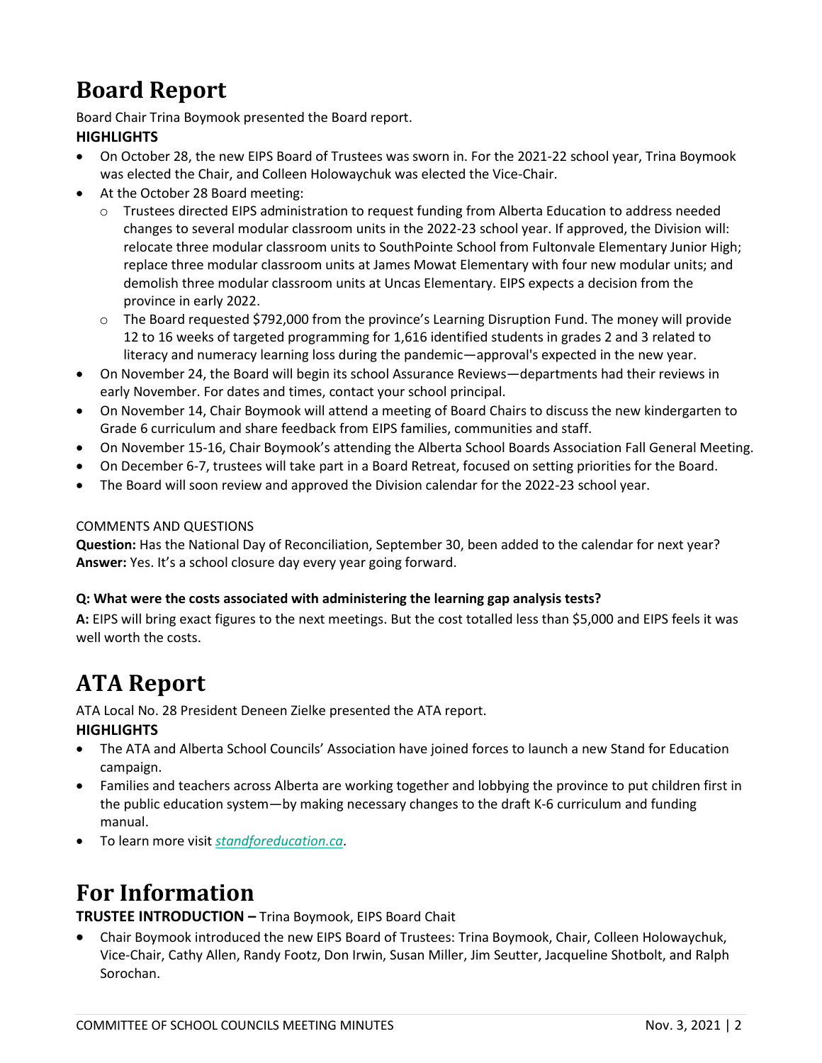# Board Report

Board Chair Trina Boymook presented the Board report.

**HIGHLIGHTS**

- On October 28, the new EIPS Board of Trustees was sworn in. For the 2021-22 school year, Trina Boymook was elected the Chair, and Colleen Holowaychuk was elected the Vice-Chair.
- At the October 28 Board meeting:
  - Trustees directed EIPS administration to request funding from Alberta Education to address needed changes to several modular classroom units in the 2022-23 school year. If approved, the Division will: relocate three modular classroom units to SouthPointe School from Fultonvale Elementary Junior High; replace three modular classroom units at James Mowat Elementary with four new modular units; and demolish three modular classroom units at Uncas Elementary. EIPS expects a decision from the province in early 2022.
  - The Board requested $792,000 from the province's Learning Disruption Fund. The money will provide 12 to 16 weeks of targeted programming for 1,616 identified students in grades 2 and 3 related to literacy and numeracy learning loss during the pandemic—approval's expected in the new year.
- On November 24, the Board will begin its school Assurance Reviews—departments had their reviews in early November. For dates and times, contact your school principal.
- On November 14, Chair Boymook will attend a meeting of Board Chairs to discuss the new kindergarten to Grade 6 curriculum and share feedback from EIPS families, communities and staff.
- On November 15-16, Chair Boymook's attending the Alberta School Boards Association Fall General Meeting.
- On December 6-7, trustees will take part in a Board Retreat, focused on setting priorities for the Board.
- The Board will soon review and approved the Division calendar for the 2022-23 school year.

COMMENTS AND QUESTIONS

**Question:** Has the National Day of Reconciliation, September 30, been added to the calendar for next year?
**Answer:** Yes. It's a school closure day every year going forward.

**Q: What were the costs associated with administering the learning gap analysis tests?**

**A:** EIPS will bring exact figures to the next meetings. But the cost totalled less than $5,000 and EIPS feels it was well worth the costs.

# ATA Report

ATA Local No. 28 President Deneen Zielke presented the ATA report.

**HIGHLIGHTS**

- The ATA and Alberta School Councils' Association have joined forces to launch a new Stand for Education campaign.
- Families and teachers across Alberta are working together and lobbying the province to put children first in the public education system—by making necessary changes to the draft K-6 curriculum and funding manual.
- To learn more visit *standforeducation.ca*.

# For Information

**TRUSTEE INTRODUCTION –** Trina Boymook, EIPS Board Chait

- Chair Boymook introduced the new EIPS Board of Trustees: Trina Boymook, Chair, Colleen Holowaychuk, Vice-Chair, Cathy Allen, Randy Footz, Don Irwin, Susan Miller, Jim Seutter, Jacqueline Shotbolt, and Ralph Sorochan.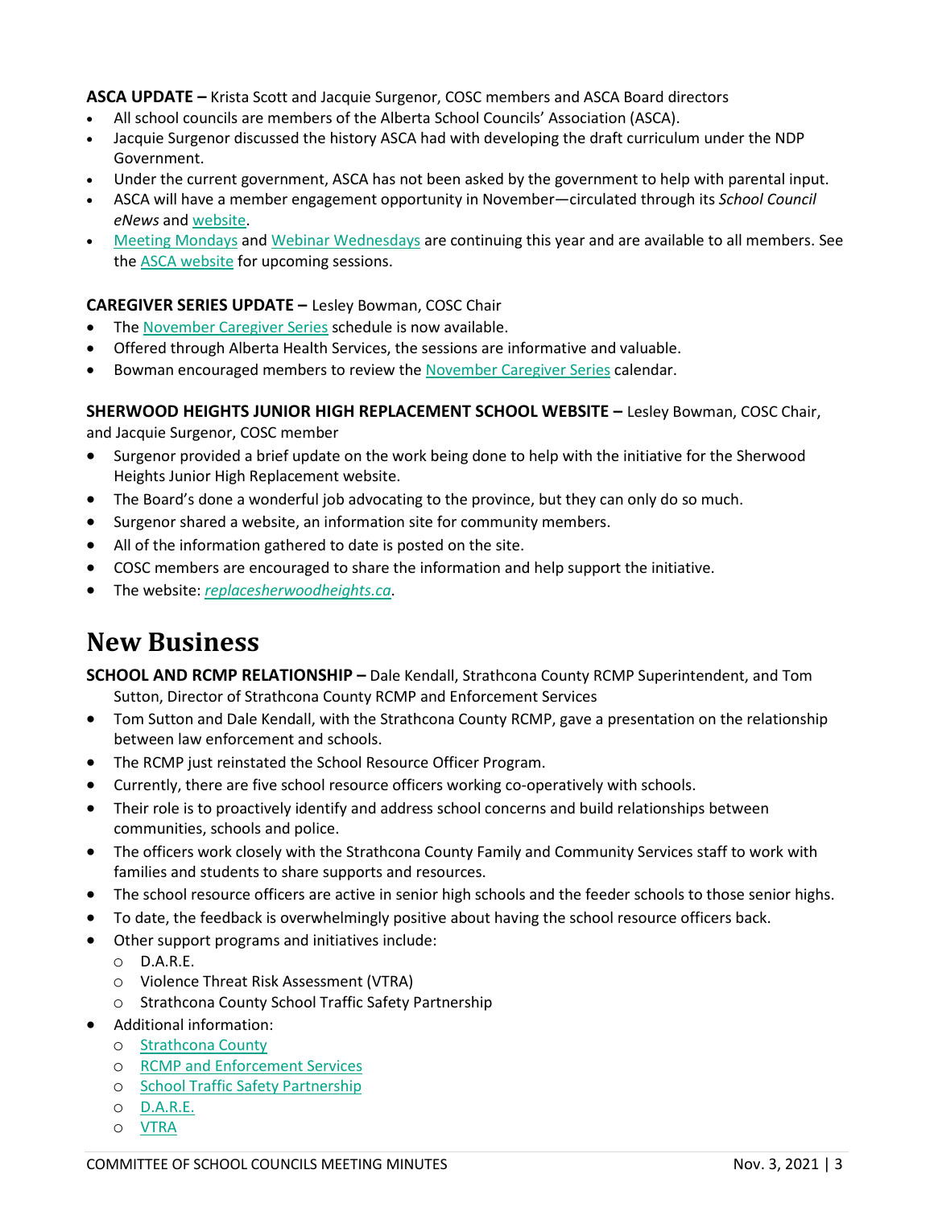**ASCA UPDATE –** Krista Scott and Jacquie Surgenor, COSC members and ASCA Board directors

- All school councils are members of the Alberta School Councils' Association (ASCA).
- Jacquie Surgenor discussed the history ASCA had with developing the draft curriculum under the NDP Government.
- Under the current government, ASCA has not been asked by the government to help with parental input.
- ASCA will have a member engagement opportunity in November—circulated through its *School Council eNews* and website.
- Meeting Mondays and Webinar Wednesdays are continuing this year and are available to all members. See the ASCA website for upcoming sessions.

**CAREGIVER SERIES UPDATE –** Lesley Bowman, COSC Chair

- The November Caregiver Series schedule is now available.
- Offered through Alberta Health Services, the sessions are informative and valuable.
- Bowman encouraged members to review the November Caregiver Series calendar.

**SHERWOOD HEIGHTS JUNIOR HIGH REPLACEMENT SCHOOL WEBSITE –** Lesley Bowman, COSC Chair, and Jacquie Surgenor, COSC member

- Surgenor provided a brief update on the work being done to help with the initiative for the Sherwood Heights Junior High Replacement website.
- The Board's done a wonderful job advocating to the province, but they can only do so much.
- Surgenor shared a website, an information site for community members.
- All of the information gathered to date is posted on the site.
- COSC members are encouraged to share the information and help support the initiative.
- The website: *replacesherwoodheights.ca*.

# New Business

**SCHOOL AND RCMP RELATIONSHIP –** Dale Kendall, Strathcona County RCMP Superintendent, and Tom Sutton, Director of Strathcona County RCMP and Enforcement Services

- Tom Sutton and Dale Kendall, with the Strathcona County RCMP, gave a presentation on the relationship between law enforcement and schools.
- The RCMP just reinstated the School Resource Officer Program.
- Currently, there are five school resource officers working co-operatively with schools.
- Their role is to proactively identify and address school concerns and build relationships between communities, schools and police.
- The officers work closely with the Strathcona County Family and Community Services staff to work with families and students to share supports and resources.
- The school resource officers are active in senior high schools and the feeder schools to those senior highs.
- To date, the feedback is overwhelmingly positive about having the school resource officers back.
- Other support programs and initiatives include:
  - D.A.R.E.
  - Violence Threat Risk Assessment (VTRA)
  - Strathcona County School Traffic Safety Partnership
- Additional information:
  - Strathcona County
  - RCMP and Enforcement Services
  - School Traffic Safety Partnership
  - D.A.R.E.
  - VTRA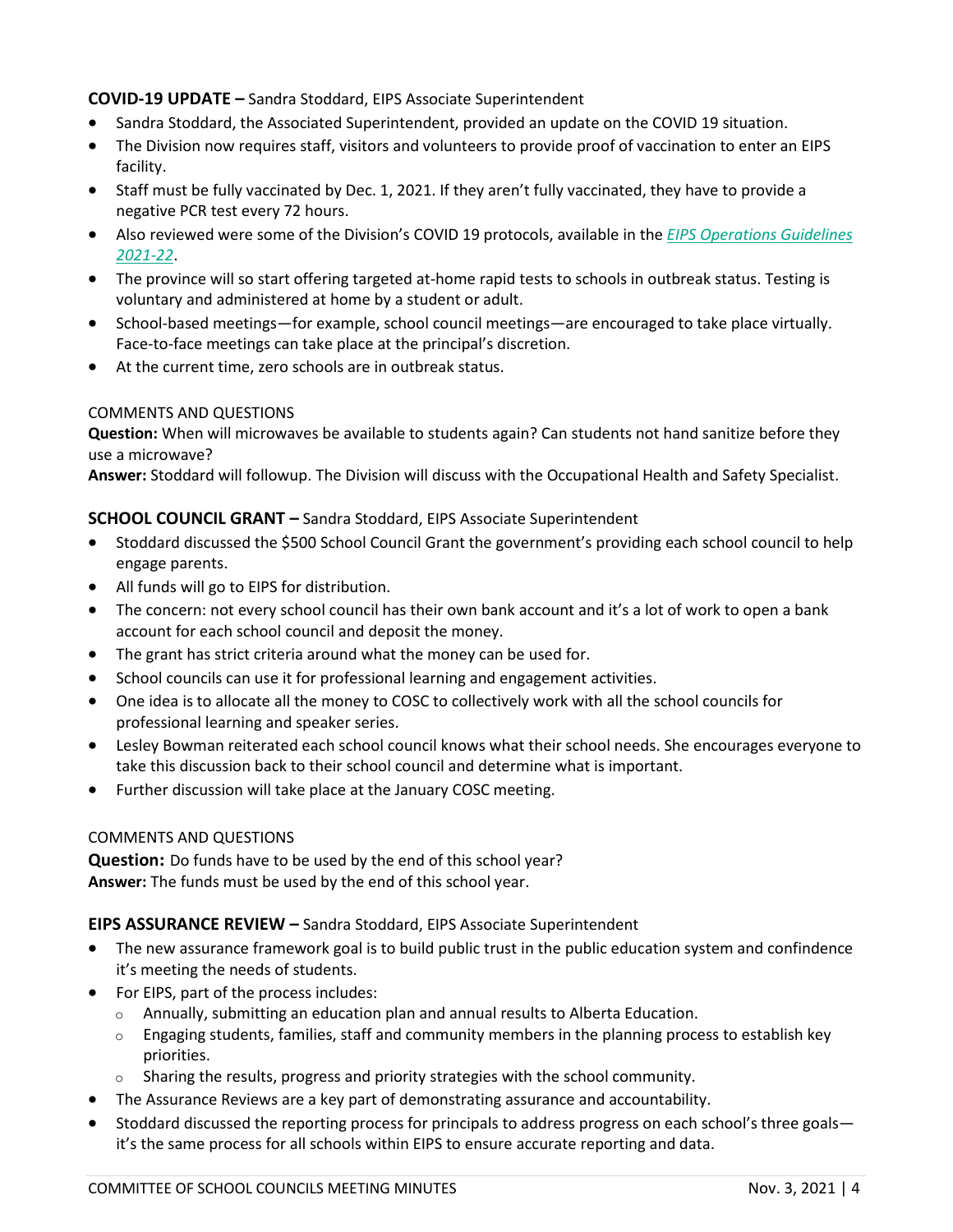**COVID-19 UPDATE –** Sandra Stoddard, EIPS Associate Superintendent

- Sandra Stoddard, the Associated Superintendent, provided an update on the COVID 19 situation.
- The Division now requires staff, visitors and volunteers to provide proof of vaccination to enter an EIPS facility.
- Staff must be fully vaccinated by Dec. 1, 2021. If they aren't fully vaccinated, they have to provide a negative PCR test every 72 hours.
- Also reviewed were some of the Division's COVID 19 protocols, available in the *EIPS Operations Guidelines 2021-22*.
- The province will so start offering targeted at-home rapid tests to schools in outbreak status. Testing is voluntary and administered at home by a student or adult.
- School-based meetings—for example, school council meetings—are encouraged to take place virtually. Face-to-face meetings can take place at the principal's discretion.
- At the current time, zero schools are in outbreak status.

COMMENTS AND QUESTIONS

**Question:** When will microwaves be available to students again? Can students not hand sanitize before they use a microwave?
**Answer:** Stoddard will followup. The Division will discuss with the Occupational Health and Safety Specialist.

**SCHOOL COUNCIL GRANT –** Sandra Stoddard, EIPS Associate Superintendent

- Stoddard discussed the $500 School Council Grant the government's providing each school council to help engage parents.
- All funds will go to EIPS for distribution.
- The concern: not every school council has their own bank account and it's a lot of work to open a bank account for each school council and deposit the money.
- The grant has strict criteria around what the money can be used for.
- School councils can use it for professional learning and engagement activities.
- One idea is to allocate all the money to COSC to collectively work with all the school councils for professional learning and speaker series.
- Lesley Bowman reiterated each school council knows what their school needs. She encourages everyone to take this discussion back to their school council and determine what is important.
- Further discussion will take place at the January COSC meeting.

COMMENTS AND QUESTIONS

**Question:** Do funds have to be used by the end of this school year?
**Answer:** The funds must be used by the end of this school year.

**EIPS ASSURANCE REVIEW –** Sandra Stoddard, EIPS Associate Superintendent

- The new assurance framework goal is to build public trust in the public education system and confindence it's meeting the needs of students.
- For EIPS, part of the process includes:
  - Annually, submitting an education plan and annual results to Alberta Education.
  - Engaging students, families, staff and community members in the planning process to establish key priorities.
  - Sharing the results, progress and priority strategies with the school community.
- The Assurance Reviews are a key part of demonstrating assurance and accountability.
- Stoddard discussed the reporting process for principals to address progress on each school's three goals—it's the same process for all schools within EIPS to ensure accurate reporting and data.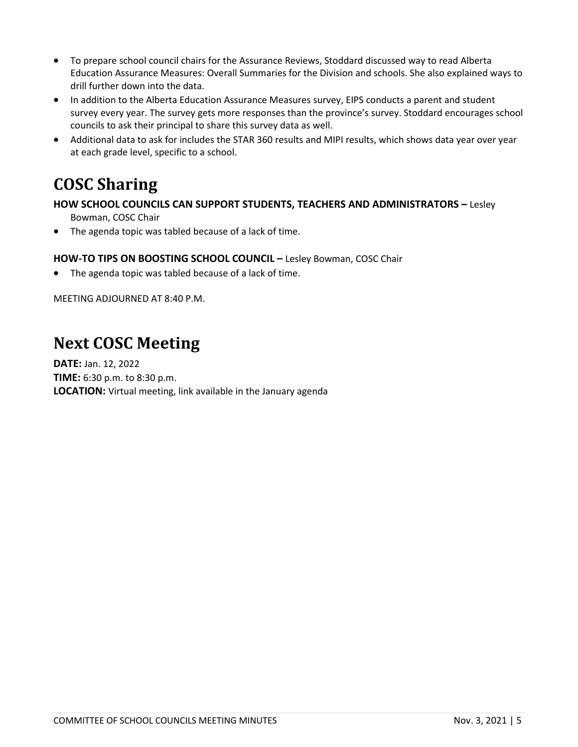- To prepare school council chairs for the Assurance Reviews, Stoddard discussed way to read Alberta Education Assurance Measures: Overall Summaries for the Division and schools. She also explained ways to drill further down into the data.
- In addition to the Alberta Education Assurance Measures survey, EIPS conducts a parent and student survey every year. The survey gets more responses than the province's survey. Stoddard encourages school councils to ask their principal to share this survey data as well.
- Additional data to ask for includes the STAR 360 results and MIPI results, which shows data year over year at each grade level, specific to a school.

# COSC Sharing

**HOW SCHOOL COUNCILS CAN SUPPORT STUDENTS, TEACHERS AND ADMINISTRATORS –** Lesley Bowman, COSC Chair

- The agenda topic was tabled because of a lack of time.

**HOW-TO TIPS ON BOOSTING SCHOOL COUNCIL –** Lesley Bowman, COSC Chair

- The agenda topic was tabled because of a lack of time.

MEETING ADJOURNED AT 8:40 P.M.

# Next COSC Meeting

**DATE:** Jan. 12, 2022
**TIME:** 6:30 p.m. to 8:30 p.m.
**LOCATION:** Virtual meeting, link available in the January agenda